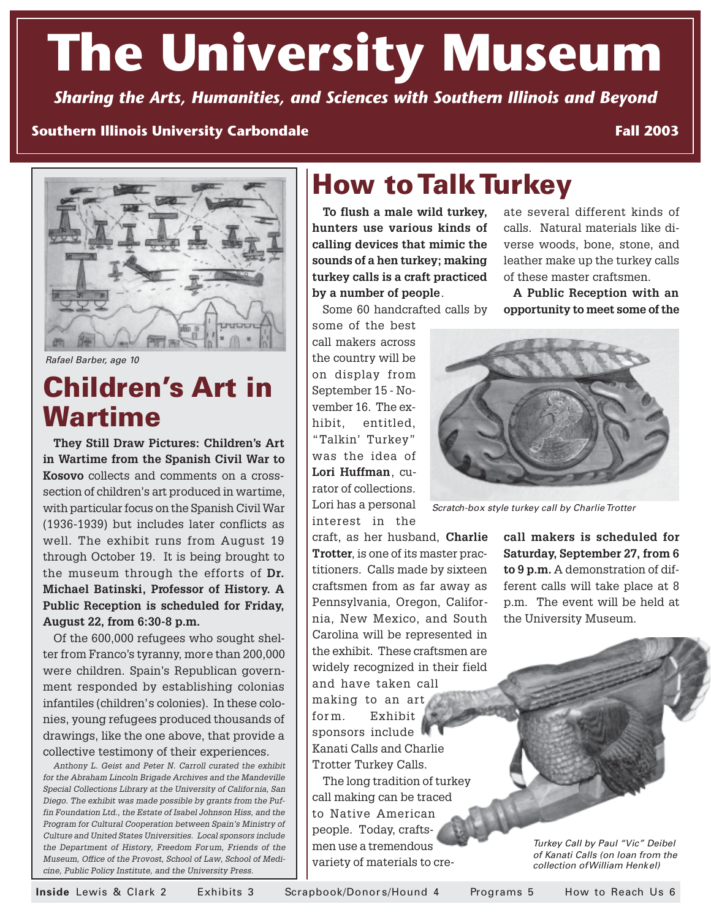# The University Museum

*Sharing the Arts, Humanities, and Sciences with Southern Illinois and Beyond*

**Southern Illinois University Carbondale** **Fall 2003**

*Rafael Barber, age 10*

## Children's Art in Wartime

**They Still Draw Pictures: Children's Art in Wartime from the Spanish Civil War to Kosovo** collects and comments on a cross-section of children's art produced in wartime, with particular focus on the Spanish Civil War (1936-1939) but includes later conflicts as well. The exhibit runs from August 19 through October 19. It is being brought to the museum through the efforts of **Dr. Michael Batinski, Professor of History. A Public Reception is scheduled for Friday, August 22, from 6:30-8 p.m.**

Of the 600,000 refugees who sought shelter from Franco's tyranny, more than 200,000 were children. Spain's Republican government responded by establishing colonias infantiles (children's colonies). In these colonies, young refugees produced thousands of drawings, like the one above, that provide a collective testimony of their experiences.

*Anthony L. Geist and Peter N. Carroll curated the exhibit for the Abraham Lincoln Brigade Archives and the Mandeville Special Collections Library at the University of California, San Diego. The exhibit was made possible by grants from the Puffin Foundation Ltd., the Estate of Isabel Johnson Hiss, and the Program for Cultural Cooperation between Spain's Ministry of Culture and United States Universities. Local sponsors include the Department of History, Freedom Forum, Friends of the Museum, Office of the Provost, School of Law, School of Medicine, Public Policy Institute, and the University Press.*

## How to Talk Turkey

**To flush a male wild turkey, hunters use various kinds of calling devices that mimic the sounds of a hen turkey; making turkey calls is a craft practiced by a number of people**.

Some 60 handcrafted calls by some of the best call makers across the country will be on display from September 15 - November 16. The exhibit, entitled, "Talkin' Turkey" was the idea of **Lori Huffman**, curator of collections. Lori has a personal interest in the craft, as her husband, **Charlie Trotter**, is one of its master practitioners. Calls made by sixteen craftsmen from as far away as Pennsylvania, Oregon, California, New Mexico, and South Carolina will be represented in the exhibit. These craftsmen are widely recognized in their field and have taken call making to an art form. Exhibit sponsors include Kanati Calls and Charlie Trotter Turkey Calls.

The long tradition of turkey call making can be traced to Native American people. Today, craftsmen use a tremendous variety of materials to create several different kinds of calls. Natural materials like diverse woods, bone, stone, and leather make up the turkey calls of these master craftsmen.

**A Public Reception with an opportunity to meet some of the call makers is scheduled for Saturday, September 27, from 6 to 9 p.m.** A demonstration of different calls will take place at 8 p.m. The event will be held at the University Museum.

*Scratch-box style turkey call by Charlie Trotter*

*Turkey Call by Paul "Vic" Deibel of Kanati Calls (on loan from the collection of William Henkel)*

**Inside** Lewis & Clark 2 Exhibits 3 Scrapbook/Donors/Hound 4 Programs 5 How to Reach Us 6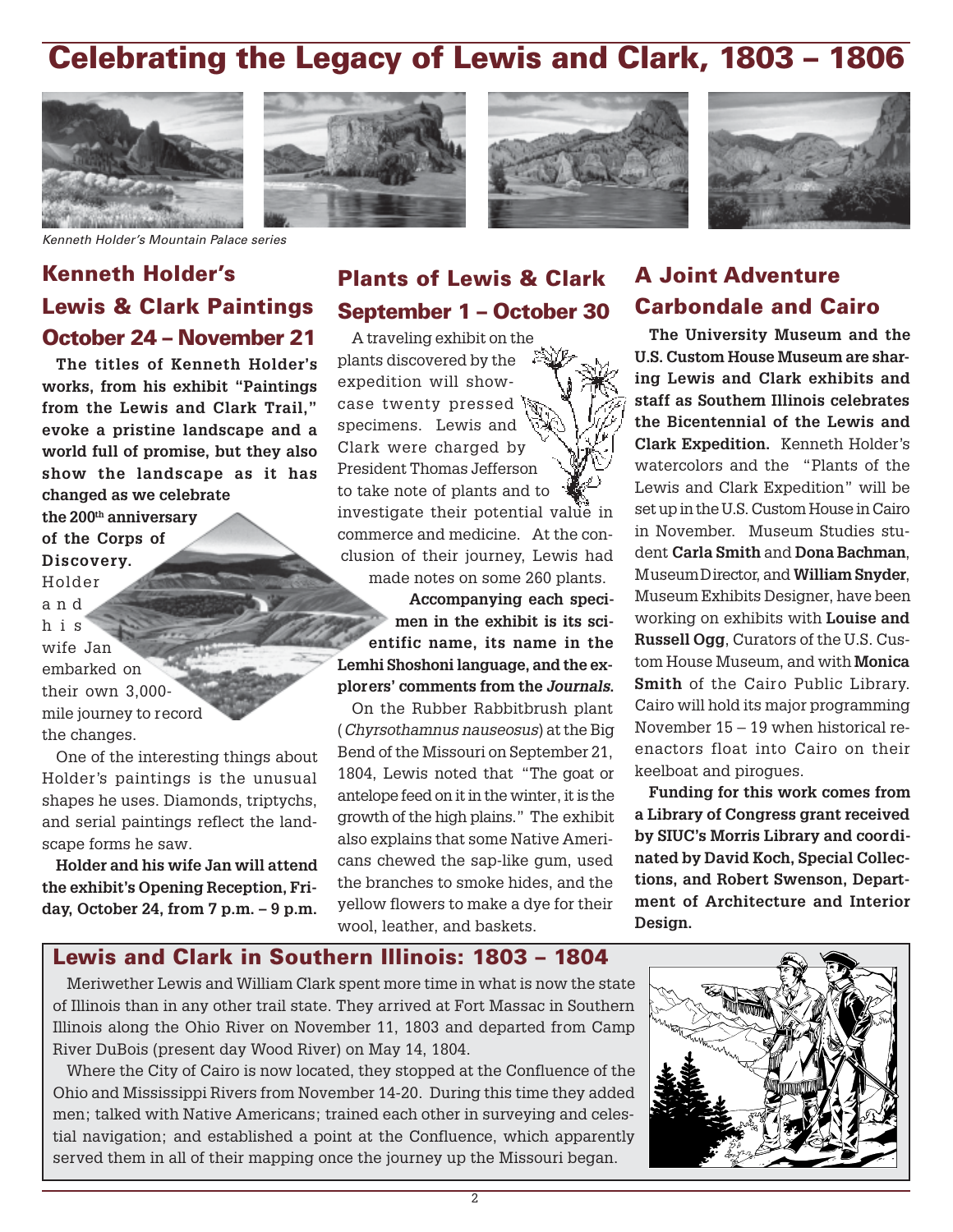# Celebrating the Legacy of Lewis and Clark, 1803 – 1806

*Kenneth Holder's Mountain Palace series*

## Kenneth Holder's Lewis & Clark Paintings October 24 – November 21

**The titles of Kenneth Holder's works, from his exhibit "Paintings from the Lewis and Clark Trail," evoke a pristine landscape and a world full of promise, but they also show the landscape as it has changed as we celebrate the 200th anniversary of the Corps of Discovery.** Holder and his wife Jan embarked on their own 3,000-mile journey to record the changes.

One of the interesting things about Holder's paintings is the unusual shapes he uses. Diamonds, triptychs, and serial paintings reflect the landscape forms he saw.

**Holder and his wife Jan will attend the exhibit's Opening Reception, Friday, October 24, from 7 p.m. – 9 p.m.**

## Plants of Lewis & Clark September 1 – October 30

A traveling exhibit on the plants discovered by the expedition will showcase twenty pressed specimens. Lewis and Clark were charged by President Thomas Jefferson to take note of plants and to investigate their potential value in commerce and medicine. At the conclusion of their journey, Lewis had made notes on some 260 plants.

**Accompanying each specimen in the exhibit is its scientific name, its name in the Lemhi Shoshoni language, and the explorers' comments from the *Journals*.**

On the Rubber Rabbitbrush plant (*Chyrsothamnus nauseosus*) at the Big Bend of the Missouri on September 21, 1804, Lewis noted that "The goat or antelope feed on it in the winter, it is the growth of the high plains." The exhibit also explains that some Native Americans chewed the sap-like gum, used the branches to smoke hides, and the yellow flowers to make a dye for their wool, leather, and baskets.

## A Joint Adventure Carbondale and Cairo

**The University Museum and the U.S. Custom House Museum are sharing Lewis and Clark exhibits and staff as Southern Illinois celebrates the Bicentennial of the Lewis and Clark Expedition.** Kenneth Holder's watercolors and the "Plants of the Lewis and Clark Expedition" will be set up in the U.S. Custom House in Cairo in November. Museum Studies student **Carla Smith** and **Dona Bachman**, Museum Director, and **William Snyder**, Museum Exhibits Designer, have been working on exhibits with **Louise and Russell Ogg**, Curators of the U.S. Custom House Museum, and with **Monica Smith** of the Cairo Public Library. Cairo will hold its major programming November 15 – 19 when historical reenactors float into Cairo on their keelboat and pirogues.

**Funding for this work comes from a Library of Congress grant received by SIUC's Morris Library and coordinated by David Koch, Special Collections, and Robert Swenson, Department of Architecture and Interior Design.**

## Lewis and Clark in Southern Illinois: 1803 – 1804

Meriwether Lewis and William Clark spent more time in what is now the state of Illinois than in any other trail state. They arrived at Fort Massac in Southern Illinois along the Ohio River on November 11, 1803 and departed from Camp River DuBois (present day Wood River) on May 14, 1804.

Where the City of Cairo is now located, they stopped at the Confluence of the Ohio and Mississippi Rivers from November 14-20. During this time they added men; talked with Native Americans; trained each other in surveying and celestial navigation; and established a point at the Confluence, which apparently served them in all of their mapping once the journey up the Missouri began.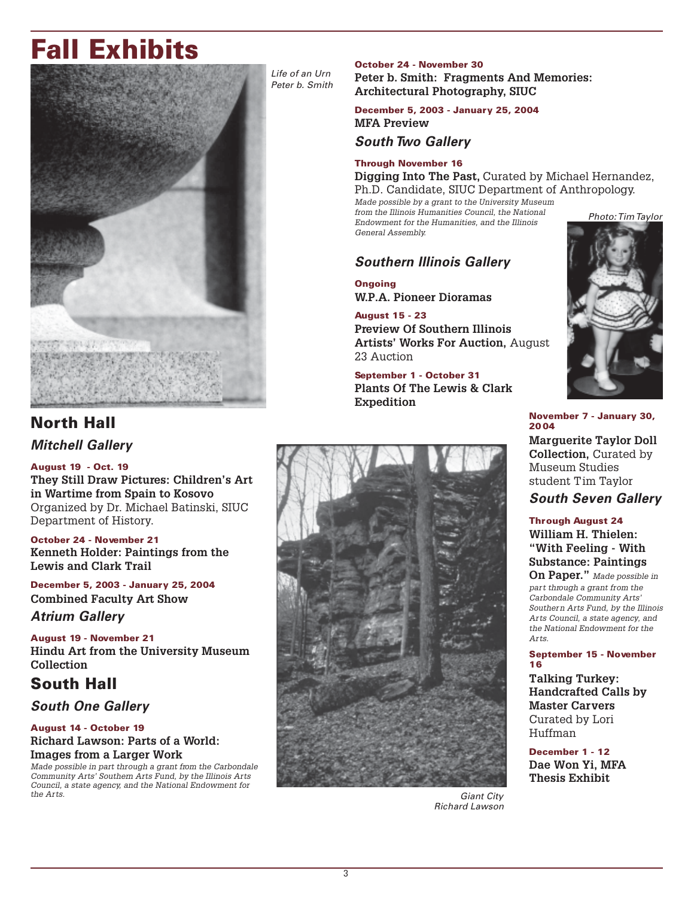# Fall Exhibits

*Life of an Urn*
*Peter b. Smith*

## North Hall

### *Mitchell Gallery*

**August 19 - Oct. 19**
**They Still Draw Pictures: Children's Art in Wartime from Spain to Kosovo** Organized by Dr. Michael Batinski, SIUC Department of History.

**October 24 - November 21**
**Kenneth Holder: Paintings from the Lewis and Clark Trail**

**December 5, 2003 - January 25, 2004**
**Combined Faculty Art Show**

### *Atrium Gallery*

**August 19 - November 21**
**Hindu Art from the University Museum Collection**

## South Hall

### *South One Gallery*

**August 14 - October 19**
**Richard Lawson: Parts of a World: Images from a Larger Work**
*Made possible in part through a grant from the Carbondale Community Arts' Southern Arts Fund, by the Illinois Arts Council, a state agency, and the National Endowment for the Arts.*

**October 24 - November 30**
**Peter b. Smith: Fragments And Memories: Architectural Photography, SIUC**

**December 5, 2003 - January 25, 2004**
**MFA Preview**

### *South Two Gallery*

**Through November 16**
**Digging Into The Past,** Curated by Michael Hernandez, Ph.D. Candidate, SIUC Department of Anthropology.
*Made possible by a grant to the University Museum from the Illinois Humanities Council, the National Endowment for the Humanities, and the Illinois General Assembly.*

### *Southern Illinois Gallery*

**Ongoing**
**W.P.A. Pioneer Dioramas**

**August 15 - 23**
**Preview Of Southern Illinois Artists' Works For Auction,** August 23 Auction

**September 1 - October 31**
**Plants Of The Lewis & Clark Expedition**

*Giant City*
*Richard Lawson*

*Photo: Tim Taylor*

**November 7 - January 30, 2004**
**Marguerite Taylor Doll Collection,** Curated by Museum Studies student Tim Taylor

### *South Seven Gallery*

**Through August 24**
**William H. Thielen: "With Feeling - With Substance: Paintings On Paper."** *Made possible in part through a grant from the Carbondale Community Arts' Southern Arts Fund, by the Illinois Arts Council, a state agency, and the National Endowment for the Arts.*

**September 15 - November 16**
**Talking Turkey: Handcrafted Calls by Master Carvers** Curated by Lori Huffman

**December 1 - 12**
**Dae Won Yi, MFA Thesis Exhibit**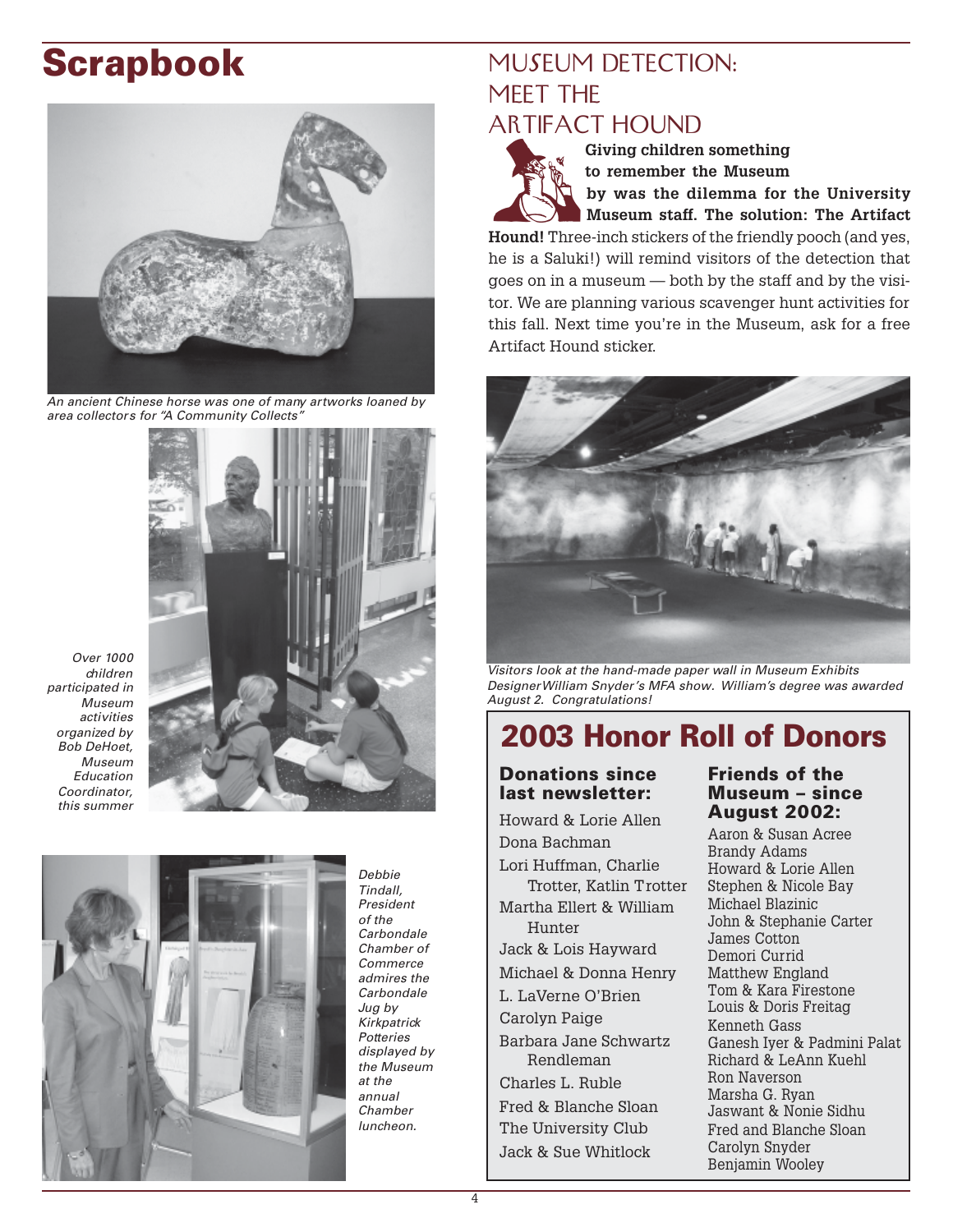# Scrapbook

An ancient Chinese horse was one of many artworks loaned by area collectors for "A Community Collects"

Over 1000 children participated in Museum activities organized by Bob DeHoet, Museum Education Coordinator, this summer

Debbie Tindall, President of the Carbondale Chamber of Commerce admires the Carbondale Jug by Kirkpatrick Potteries displayed by the Museum at the annual Chamber luncheon.

## Museum Detection: Meet the Artifact Hound

**Giving children something to remember the Museum by was the dilemma for the University Museum staff. The solution: The Artifact Hound!** Three-inch stickers of the friendly pooch (and yes, he is a Saluki!) will remind visitors of the detection that goes on in a museum — both by the staff and by the visitor. We are planning various scavenger hunt activities for this fall. Next time you're in the Museum, ask for a free Artifact Hound sticker.

Visitors look at the hand-made paper wall in Museum Exhibits Designer William Snyder's MFA show. William's degree was awarded August 2. Congratulations!

## 2003 Honor Roll of Donors

### Donations since last newsletter:

Howard & Lorie Allen
Dona Bachman
Lori Huffman, Charlie Trotter, Katlin Trotter
Martha Ellert & William Hunter
Jack & Lois Hayward
Michael & Donna Henry
L. LaVerne O'Brien
Carolyn Paige
Barbara Jane Schwartz Rendleman
Charles L. Ruble
Fred & Blanche Sloan
The University Club
Jack & Sue Whitlock

### Friends of the Museum – since August 2002:

Aaron & Susan Acree
Brandy Adams
Howard & Lorie Allen
Stephen & Nicole Bay
Michael Blazinic
John & Stephanie Carter
James Cotton
Demori Currid
Matthew England
Tom & Kara Firestone
Louis & Doris Freitag
Kenneth Gass
Ganesh Iyer & Padmini Palat
Richard & LeAnn Kuehl
Ron Naverson
Marsha G. Ryan
Jaswant & Nonie Sidhu
Fred and Blanche Sloan
Carolyn Snyder
Benjamin Wooley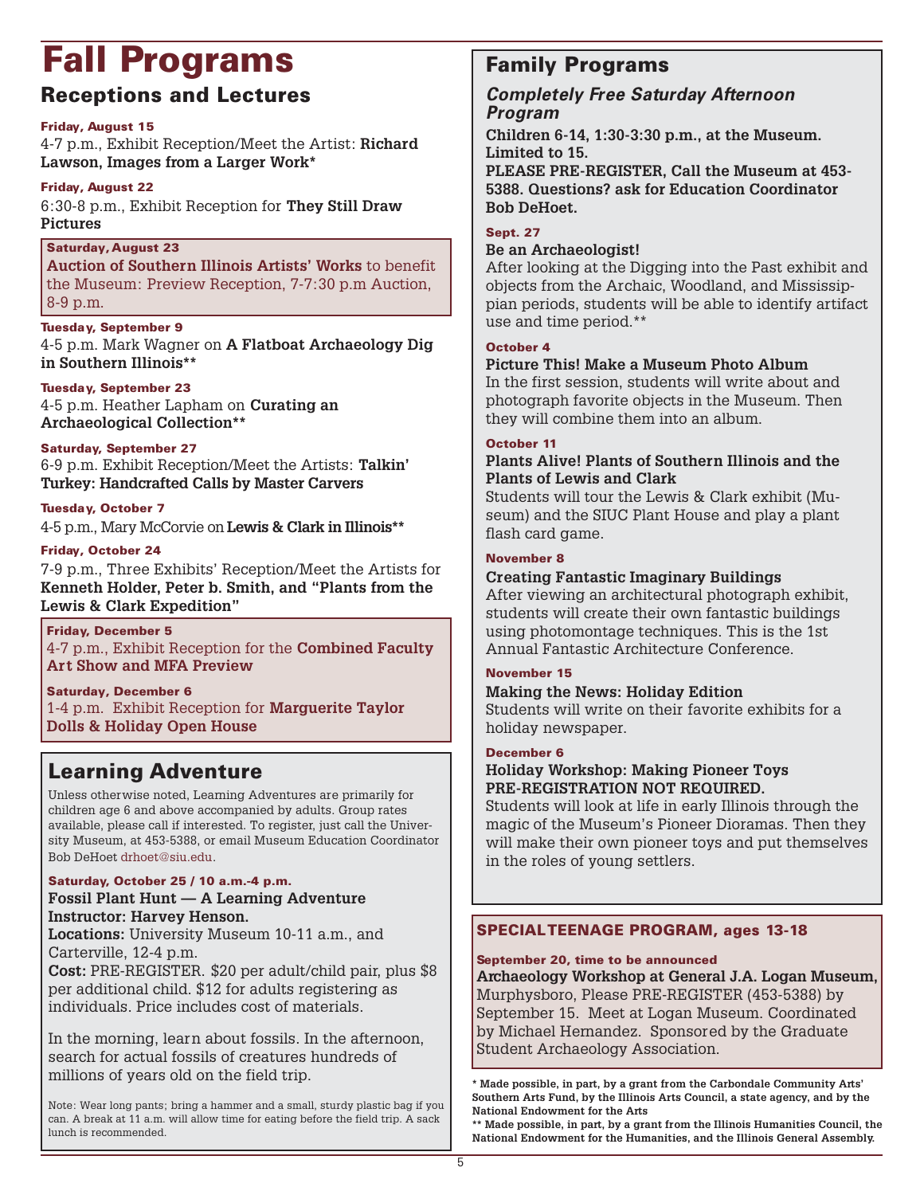# Fall Programs

## Receptions and Lectures

**Friday, August 15**
4-7 p.m., Exhibit Reception/Meet the Artist: **Richard Lawson, Images from a Larger Work***

**Friday, August 22**
6:30-8 p.m., Exhibit Reception for **They Still Draw Pictures**

**Saturday, August 23**
**Auction of Southern Illinois Artists' Works** to benefit the Museum: Preview Reception, 7-7:30 p.m Auction, 8-9 p.m.

**Tuesday, September 9**
4-5 p.m. Mark Wagner on **A Flatboat Archaeology Dig in Southern Illinois****

**Tuesday, September 23**
4-5 p.m. Heather Lapham on **Curating an Archaeological Collection****

**Saturday, September 27**
6-9 p.m. Exhibit Reception/Meet the Artists: **Talkin' Turkey: Handcrafted Calls by Master Carvers**

**Tuesday, October 7**
4-5 p.m., Mary McCorvie on **Lewis & Clark in Illinois****

**Friday, October 24**
7-9 p.m., Three Exhibits' Reception/Meet the Artists for **Kenneth Holder, Peter b. Smith, and "Plants from the Lewis & Clark Expedition"**

**Friday, December 5**
4-7 p.m., Exhibit Reception for the **Combined Faculty Art Show and MFA Preview**

**Saturday, December 6**
1-4 p.m. Exhibit Reception for **Marguerite Taylor Dolls & Holiday Open House**

## Learning Adventure

Unless otherwise noted, Learning Adventures are primarily for children age 6 and above accompanied by adults. Group rates available, please call if interested. To register, just call the University Museum, at 453-5388, or email Museum Education Coordinator Bob DeHoet drhoet@siu.edu.

**Saturday, October 25 / 10 a.m.-4 p.m.**
**Fossil Plant Hunt — A Learning Adventure**
**Instructor: Harvey Henson.**
**Locations:** University Museum 10-11 a.m., and Carterville, 12-4 p.m.
**Cost:** PRE-REGISTER. $20 per adult/child pair, plus $8 per additional child. $12 for adults registering as individuals. Price includes cost of materials.

In the morning, learn about fossils. In the afternoon, search for actual fossils of creatures hundreds of millions of years old on the field trip.

Note: Wear long pants; bring a hammer and a small, sturdy plastic bag if you can. A break at 11 a.m. will allow time for eating before the field trip. A sack lunch is recommended.

## Family Programs

### *Completely Free Saturday Afternoon Program*

**Children 6-14, 1:30-3:30 p.m., at the Museum. Limited to 15.**
**PLEASE PRE-REGISTER, Call the Museum at 453-5388. Questions? ask for Education Coordinator Bob DeHoet.**

**Sept. 27**
**Be an Archaeologist!**
After looking at the Digging into the Past exhibit and objects from the Archaic, Woodland, and Mississippian periods, students will be able to identify artifact use and time period.**

**October 4**
**Picture This! Make a Museum Photo Album**
In the first session, students will write about and photograph favorite objects in the Museum. Then they will combine them into an album.

**October 11**
**Plants Alive! Plants of Southern Illinois and the Plants of Lewis and Clark**
Students will tour the Lewis & Clark exhibit (Museum) and the SIUC Plant House and play a plant flash card game.

**November 8**
**Creating Fantastic Imaginary Buildings**
After viewing an architectural photograph exhibit, students will create their own fantastic buildings using photomontage techniques. This is the 1st Annual Fantastic Architecture Conference.

**November 15**
**Making the News: Holiday Edition**
Students will write on their favorite exhibits for a holiday newspaper.

**December 6**
**Holiday Workshop: Making Pioneer Toys**
**PRE-REGISTRATION NOT REQUIRED.**
Students will look at life in early Illinois through the magic of the Museum's Pioneer Dioramas. Then they will make their own pioneer toys and put themselves in the roles of young settlers.

## SPECIAL TEENAGE PROGRAM, ages 13-18

**September 20, time to be announced**
**Archaeology Workshop at General J.A. Logan Museum,** Murphysboro, Please PRE-REGISTER (453-5388) by September 15. Meet at Logan Museum. Coordinated by Michael Hernandez. Sponsored by the Graduate Student Archaeology Association.

\* Made possible, in part, by a grant from the Carbondale Community Arts' Southern Arts Fund, by the Illinois Arts Council, a state agency, and by the National Endowment for the Arts

** Made possible, in part, by a grant from the Illinois Humanities Council, the National Endowment for the Humanities, and the Illinois General Assembly.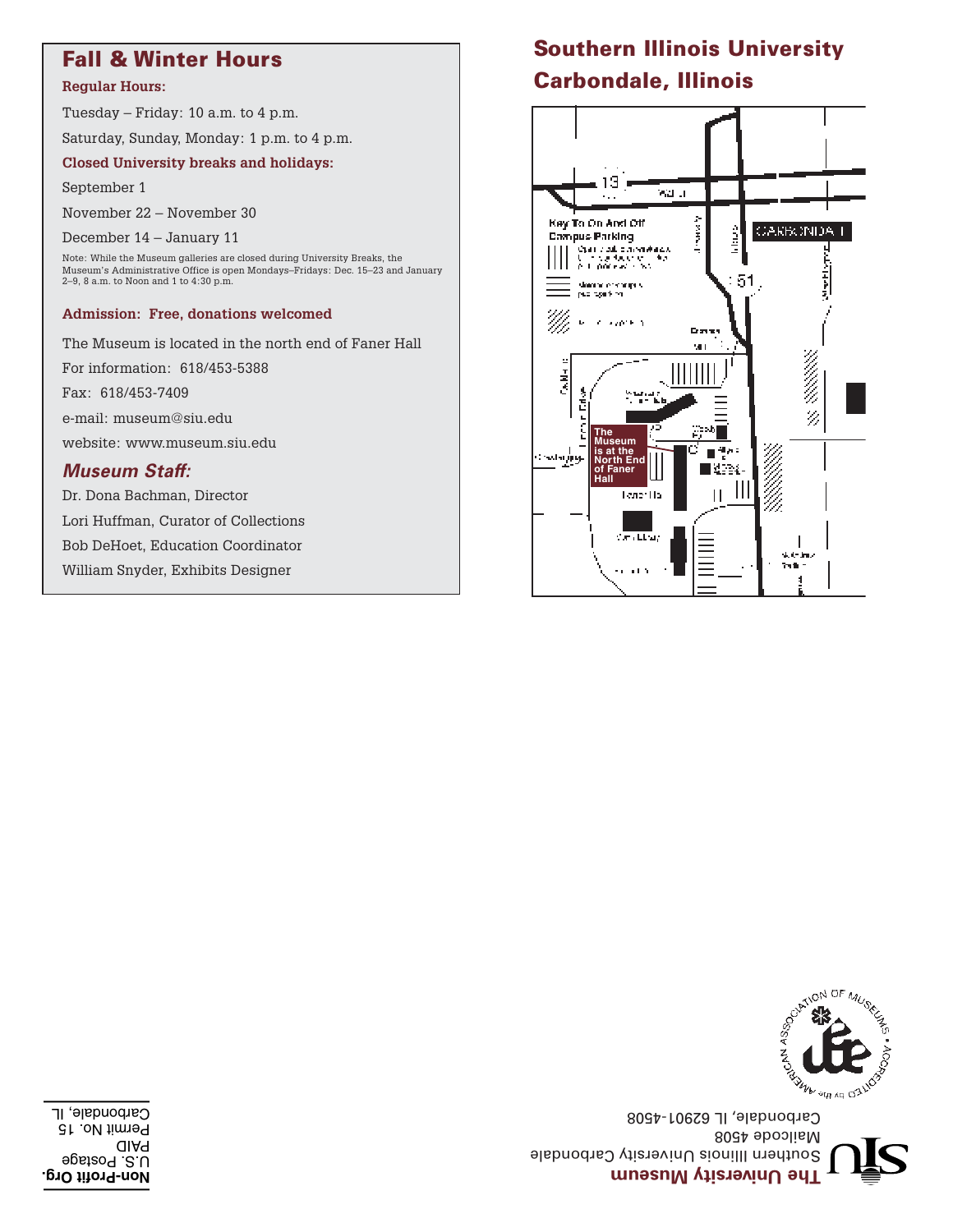## Fall & Winter Hours

**Regular Hours:**

Tuesday – Friday: 10 a.m. to 4 p.m.

Saturday, Sunday, Monday: 1 p.m. to 4 p.m.

**Closed University breaks and holidays:**

September 1

November 22 – November 30

December 14 – January 11

Note: While the Museum galleries are closed during University Breaks, the Museum's Administrative Office is open Mondays–Fridays: Dec. 15–23 and January 2–9, 8 a.m. to Noon and 1 to 4:30 p.m.

**Admission: Free, donations welcomed**

The Museum is located in the north end of Faner Hall

For information: 618/453-5388

Fax: 618/453-7409

e-mail: museum@siu.edu

website: www.museum.siu.edu

### *Museum Staff:*

Dr. Dona Bachman, Director

Lori Huffman, Curator of Collections

Bob DeHoet, Education Coordinator

William Snyder, Exhibits Designer

## Southern Illinois University Carbondale, Illinois

13

CARBONDALE

51

Key To On And Off Campus Parking

The Museum is at the North End of Faner Hall

Faner Hall

**The University Museum**
Southern Illinois University Carbondale
Mailcode 4508
Carbondale, IL 62901-4508

AMERICAN ASSOCIATION OF MUSEUMS • ACCREDITED BY THE

**Non-Profit Org.**
U.S. Postage
PAID
Permit No. 15
Carbondale, IL